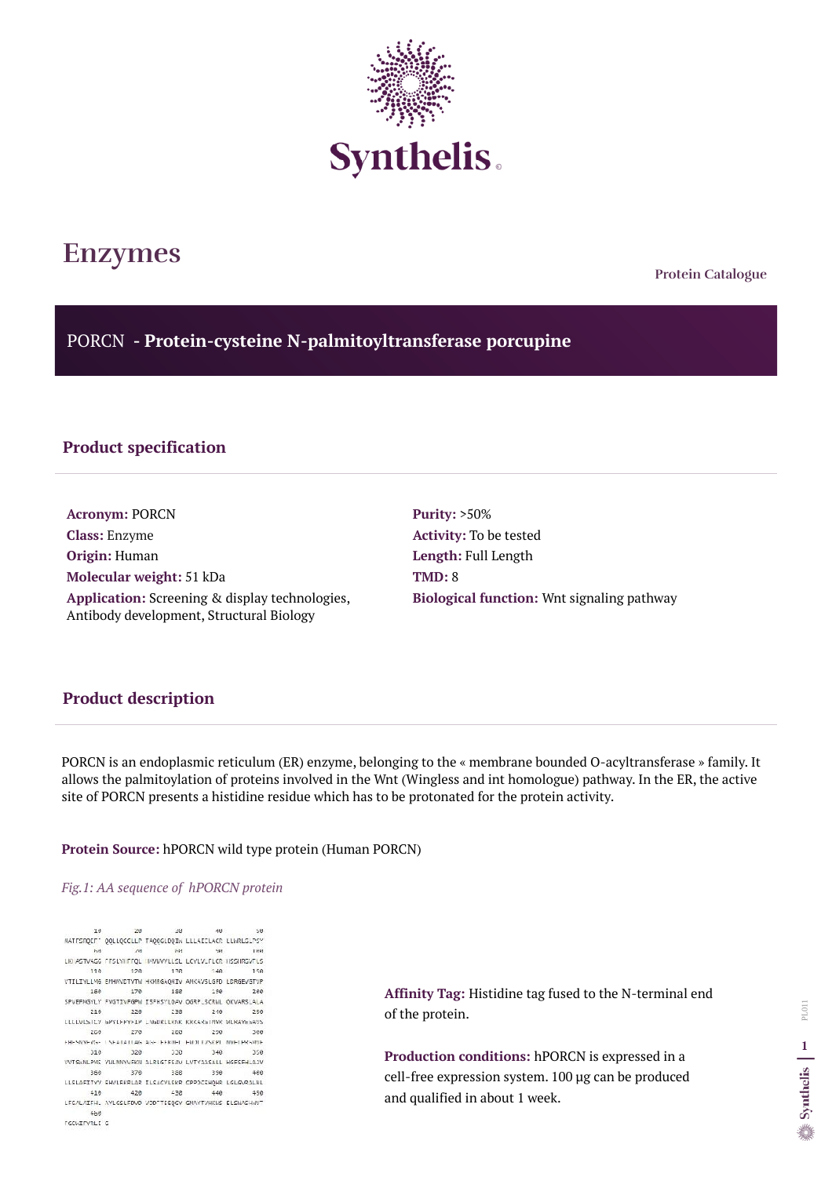# Enzymes

Protein Catalogue

## PORCN - Protein-cysteine N-palmitoyltransferase porcupine

### Product specification

**Acronym:** PORCN
**Class:** Enzyme
**Origin:** Human
**Molecular weight:** 51 kDa
**Application:** Screening & display technologies, Antibody development, Structural Biology

**Purity:** >50%
**Activity:** To be tested
**Length:** Full Length
**TMD:** 8
**Biological function:** Wnt signaling pathway

### Product description

PORCN is an endoplasmic reticulum (ER) enzyme, belonging to the « membrane bounded O-acyltransferase » family. It allows the palmitoylation of proteins involved in the Wnt (Wingless and int homologue) pathway. In the ER, the active site of PORCN presents a histidine residue which has to be protonated for the protein activity.

**Protein Source:** hPORCN wild type protein (Human PORCN)

*Fig.1: AA sequence of hPORCN protein*

**Affinity Tag:** Histidine tag fused to the N-terminal end of the protein.

**Production conditions:** hPORCN is expressed in a cell-free expression system. 100 µg can be produced and qualified in about 1 week.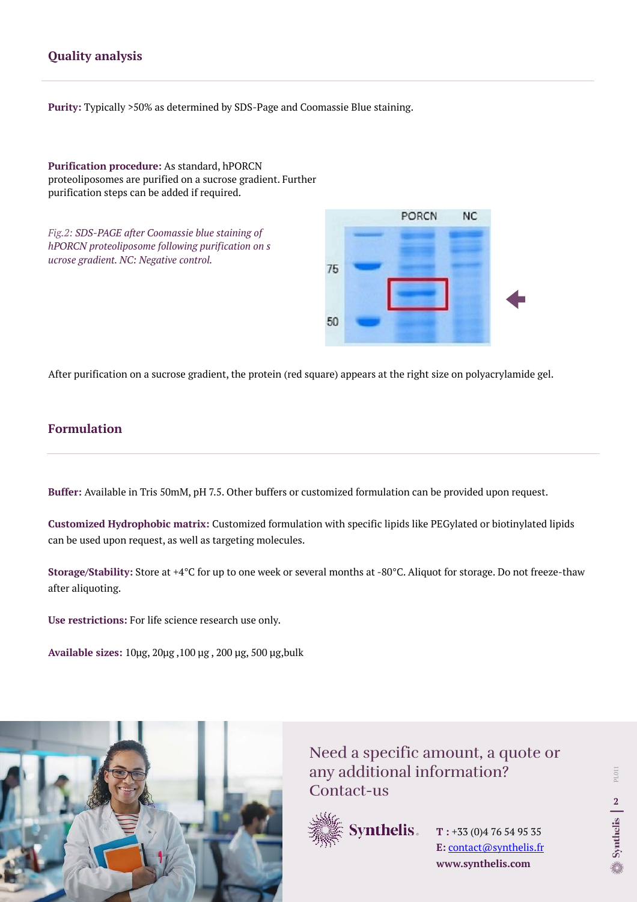## Quality analysis

**Purity:** Typically >50% as determined by SDS-Page and Coomassie Blue staining.

**Purification procedure:** As standard, hPORCN proteoliposomes are purified on a sucrose gradient. Further purification steps can be added if required.

*Fig.2: SDS-PAGE after Coomassie blue staining of hPORCN proteoliposome following purification on s ucrose gradient. NC: Negative control.*

PORCN
NC
75
50

After purification on a sucrose gradient, the protein (red square) appears at the right size on polyacrylamide gel.

## Formulation

**Buffer:** Available in Tris 50mM, pH 7.5. Other buffers or customized formulation can be provided upon request.

**Customized Hydrophobic matrix:** Customized formulation with specific lipids like PEGylated or biotinylated lipids can be used upon request, as well as targeting molecules.

**Storage/Stability:** Store at +4°C for up to one week or several months at -80°C. Aliquot for storage. Do not freeze-thaw after aliquoting.

**Use restrictions:** For life science research use only.

**Available sizes:** 10µg, 20µg ,100 µg , 200 µg, 500 µg,bulk

Need a specific amount, a quote or any additional information? Contact-us

Synthelis

**T :** +33 (0)4 76 54 95 35
**E:** contact@synthelis.fr
**www.synthelis.com**